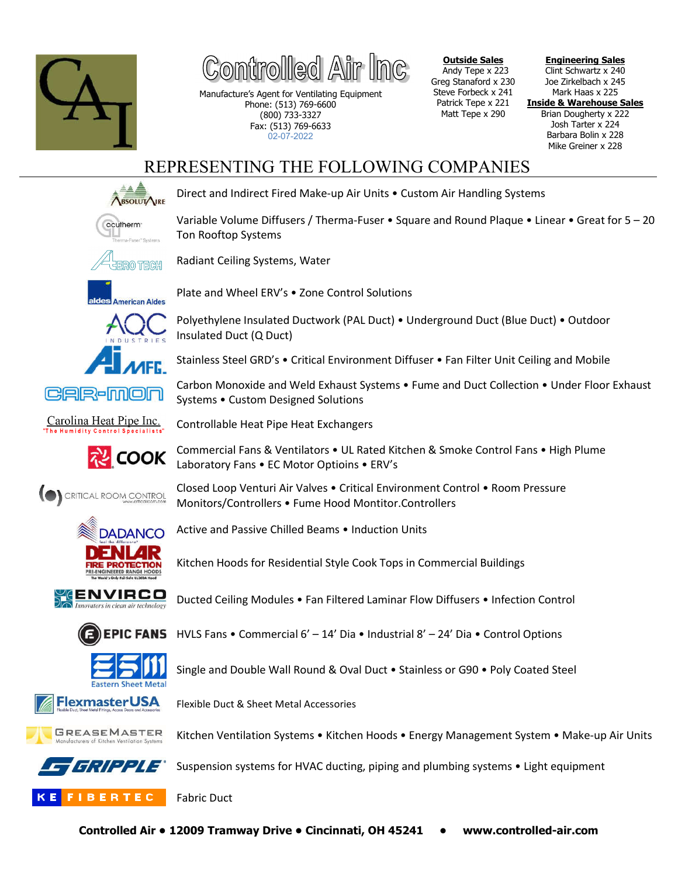# Controlled Air Inc

Manufacture's Agent for Ventilating Equipment
Phone: (513) 769-6600
(800) 733-3327
Fax: (513) 769-6633
02-07-2022

**Outside Sales**
Andy Tepe x 223
Greg Stanaford x 230
Steve Forbeck x 241
Patrick Tepe x 221
Matt Tepe x 290

**Engineering Sales**
Clint Schwartz x 240
Joe Zirkelbach x 245
Mark Haas x 225

**Inside & Warehouse Sales**
Brian Dougherty x 222
Josh Tarter x 224
Barbara Bolin x 228
Mike Greiner x 228

## REPRESENTING THE FOLLOWING COMPANIES

| Company | Products |
|---|---|
| AbsolutAire | Direct and Indirect Fired Make-up Air Units • Custom Air Handling Systems |
| acutherm | Variable Volume Diffusers / Therma-Fuser • Square and Round Plaque • Linear • Great for 5 – 20 Ton Rooftop Systems |
| Aero Tech | Radiant Ceiling Systems, Water |
| aldes American Aldes | Plate and Wheel ERV's • Zone Control Solutions |
| AQC Industries | Polyethylene Insulated Ductwork (PAL Duct) • Underground Duct (Blue Duct) • Outdoor Insulated Duct (Q Duct) |
| Ai MFG. | Stainless Steel GRD's • Critical Environment Diffuser • Fan Filter Unit Ceiling and Mobile |
| Car-Mon | Carbon Monoxide and Weld Exhaust Systems • Fume and Duct Collection • Under Floor Exhaust Systems • Custom Designed Solutions |
| Carolina Heat Pipe Inc. "The Humidity Control Specialists" | Controllable Heat Pipe Heat Exchangers |
| COOK | Commercial Fans & Ventilators • UL Rated Kitchen & Smoke Control Fans • High Plume Laboratory Fans • EC Motor Optioins • ERV's |
| Critical Room Control | Closed Loop Venturi Air Valves • Critical Environment Control • Room Pressure Monitors/Controllers • Fume Hood Montitor.Controllers |
| DADANCO | Active and Passive Chilled Beams • Induction Units |
| DENLAR Fire Protection | Kitchen Hoods for Residential Style Cook Tops in Commercial Buildings |
| ENVIRCO | Ducted Ceiling Modules • Fan Filtered Laminar Flow Diffusers • Infection Control |
| EPIC FANS | HVLS Fans • Commercial 6' – 14' Dia • Industrial 8' – 24' Dia • Control Options |
| Eastern Sheet Metal | Single and Double Wall Round & Oval Duct • Stainless or G90 • Poly Coated Steel |
| FlexmasterUSA | Flexible Duct & Sheet Metal Accessories |
| GreaseMaster | Kitchen Ventilation Systems • Kitchen Hoods • Energy Management System • Make-up Air Units |
| GRIPPLE | Suspension systems for HVAC ducting, piping and plumbing systems • Light equipment |
| KE FIBERTEC | Fabric Duct |

**Controlled Air • 12009 Tramway Drive • Cincinnati, OH 45241 • www.controlled-air.com**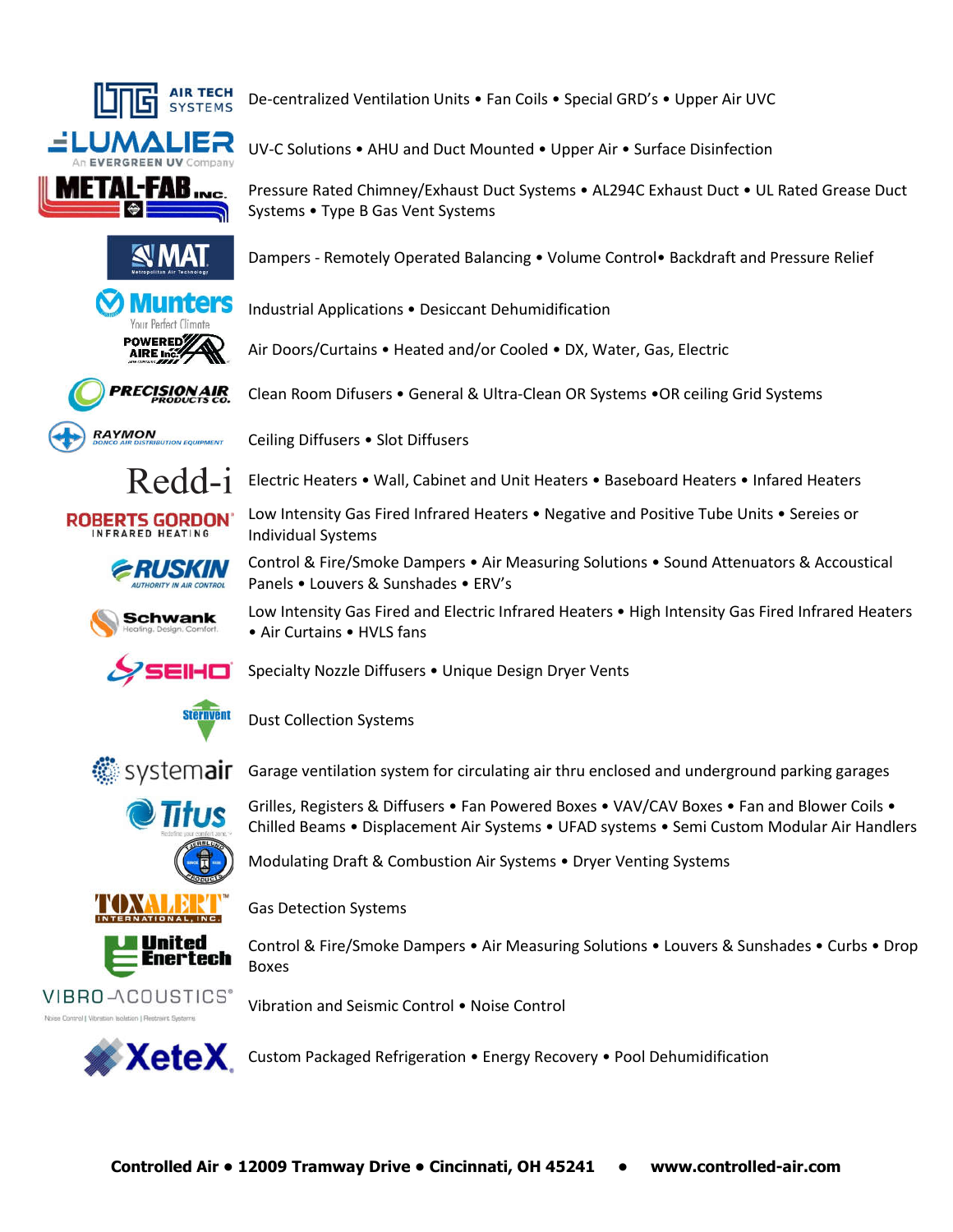| | |
|---|---|
| AIR TECH SYSTEMS | De-centralized Ventilation Units • Fan Coils • Special GRD's • Upper Air UVC |
| LUMALIER An EVERGREEN UV Company | UV-C Solutions • AHU and Duct Mounted • Upper Air • Surface Disinfection |
| METAL-FAB INC. | Pressure Rated Chimney/Exhaust Duct Systems • AL294C Exhaust Duct • UL Rated Grease Duct Systems • Type B Gas Vent Systems |
| MAT Metropolitan Air Technology | Dampers - Remotely Operated Balancing • Volume Control• Backdraft and Pressure Relief |
| Munters Your Perfect Climate | Industrial Applications • Desiccant Dehumidification |
| POWERED AIRE Inc. | Air Doors/Curtains • Heated and/or Cooled • DX, Water, Gas, Electric |
| PRECISION AIR PRODUCTS CO. | Clean Room Difusers • General & Ultra-Clean OR Systems •OR ceiling Grid Systems |
| RAYMON DONCO AIR DISTRIBUTION EQUIPMENT | Ceiling Diffusers • Slot Diffusers |
| Redd-i | Electric Heaters • Wall, Cabinet and Unit Heaters • Baseboard Heaters • Infared Heaters |
| ROBERTS GORDON INFRARED HEATING | Low Intensity Gas Fired Infrared Heaters • Negative and Positive Tube Units • Sereies or Individual Systems |
| RUSKIN AUTHORITY IN AIR CONTROL | Control & Fire/Smoke Dampers • Air Measuring Solutions • Sound Attenuators & Accoustical Panels • Louvers & Sunshades • ERV's |
| Schwank Heating. Design. Comfort. | Low Intensity Gas Fired and Electric Infrared Heaters • High Intensity Gas Fired Infrared Heaters • Air Curtains • HVLS fans |
| SEIHO | Specialty Nozzle Diffusers • Unique Design Dryer Vents |
| Sternvent | Dust Collection Systems |
| systemair | Garage ventilation system for circulating air thru enclosed and underground parking garages |
| Titus | Grilles, Registers & Diffusers • Fan Powered Boxes • VAV/CAV Boxes • Fan and Blower Coils • Chilled Beams • Displacement Air Systems • UFAD systems • Semi Custom Modular Air Handlers |
| Tjernlund Products | Modulating Draft & Combustion Air Systems • Dryer Venting Systems |
| TOXALERT INTERNATIONAL, INC. | Gas Detection Systems |
| United Enertech | Control & Fire/Smoke Dampers • Air Measuring Solutions • Louvers & Sunshades • Curbs • Drop Boxes |
| VIBRO-ACOUSTICS Noise Control \| Vibration Isolation \| Restraint Systems | Vibration and Seismic Control • Noise Control |
| XeteX | Custom Packaged Refrigeration • Energy Recovery • Pool Dehumidification |

**Controlled Air • 12009 Tramway Drive • Cincinnati, OH 45241 • www.controlled-air.com**